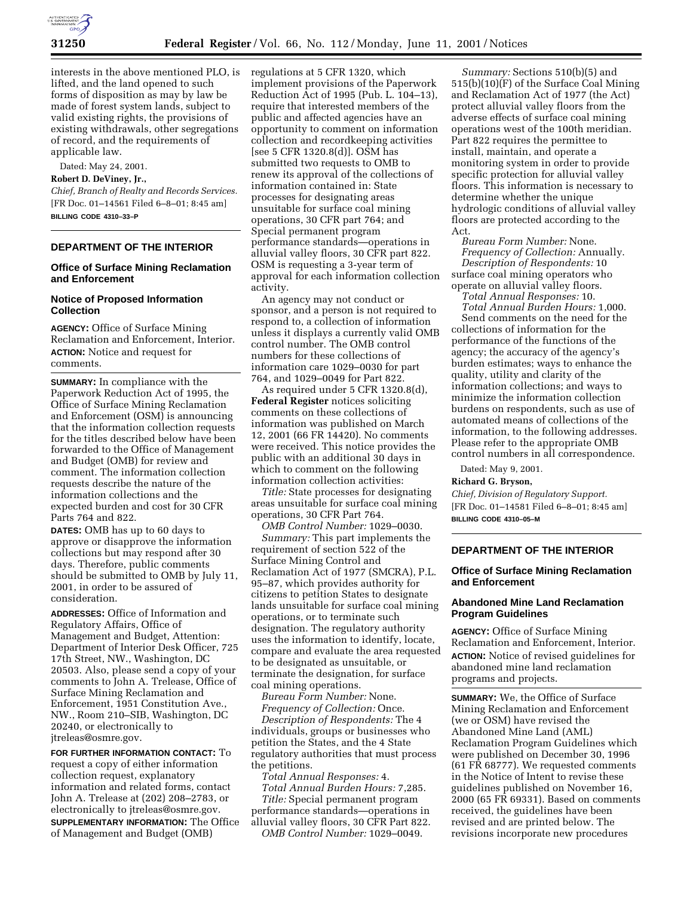interests in the above mentioned PLO, is lifted, and the land opened to such forms of disposition as may by law be made of forest system lands, subject to valid existing rights, the provisions of existing withdrawals, other segregations of record, and the requirements of applicable law.

Dated: May 24, 2001.

**Robert D. DeViney, Jr.,**

*Chief, Branch of Realty and Records Services.*

[FR Doc. 01–14561 Filed 6–8–01; 8:45 am]

**BILLING CODE 4310–33–P**

---

## DEPARTMENT OF THE INTERIOR

### Office of Surface Mining Reclamation and Enforcement

### Notice of Proposed Information Collection

**AGENCY:** Office of Surface Mining Reclamation and Enforcement, Interior.

**ACTION:** Notice and request for comments.

**SUMMARY:** In compliance with the Paperwork Reduction Act of 1995, the Office of Surface Mining Reclamation and Enforcement (OSM) is announcing that the information collection requests for the titles described below have been forwarded to the Office of Management and Budget (OMB) for review and comment. The information collection requests describe the nature of the information collections and the expected burden and cost for 30 CFR Parts 764 and 822.

**DATES:** OMB has up to 60 days to approve or disapprove the information collections but may respond after 30 days. Therefore, public comments should be submitted to OMB by July 11, 2001, in order to be assured of consideration.

**ADDRESSES:** Office of Information and Regulatory Affairs, Office of Management and Budget, Attention: Department of Interior Desk Officer, 725 17th Street, NW., Washington, DC 20503. Also, please send a copy of your comments to John A. Trelease, Office of Surface Mining Reclamation and Enforcement, 1951 Constitution Ave., NW., Room 210–SIB, Washington, DC 20240, or electronically to jtreleas@osmre.gov.

**FOR FURTHER INFORMATION CONTACT:** To request a copy of either information collection request, explanatory information and related forms, contact John A. Trelease at (202) 208–2783, or electronically to jtreleas@osmre.gov.

**SUPPLEMENTARY INFORMATION:** The Office of Management and Budget (OMB) regulations at 5 CFR 1320, which implement provisions of the Paperwork Reduction Act of 1995 (Pub. L. 104–13), require that interested members of the public and affected agencies have an opportunity to comment on information collection and recordkeeping activities [see 5 CFR 1320.8(d)]. OSM has submitted two requests to OMB to renew its approval of the collections of information contained in: State processes for designating areas unsuitable for surface coal mining operations, 30 CFR part 764; and Special permanent program performance standards—operations in alluvial valley floors, 30 CFR part 822. OSM is requesting a 3-year term of approval for each information collection activity.

An agency may not conduct or sponsor, and a person is not required to respond to, a collection of information unless it displays a currently valid OMB control number. The OMB control numbers for these collections of information care 1029–0030 for part 764, and 1029–0049 for Part 822.

As required under 5 CFR 1320.8(d), **Federal Register** notices soliciting comments on these collections of information was published on March 12, 2001 (66 FR 14420). No comments were received. This notice provides the public with an additional 30 days in which to comment on the following information collection activities:

*Title:* State processes for designating areas unsuitable for surface coal mining operations, 30 CFR Part 764.

*OMB Control Number:* 1029–0030.

*Summary:* This part implements the requirement of section 522 of the Surface Mining Control and Reclamation Act of 1977 (SMCRA), P.L. 95–87, which provides authority for citizens to petition States to designate lands unsuitable for surface coal mining operations, or to terminate such designation. The regulatory authority uses the information to identify, locate, compare and evaluate the area requested to be designated as unsuitable, or terminate the designation, for surface coal mining operations.

*Bureau Form Number:* None.

*Frequency of Collection:* Once.

*Description of Respondents:* The 4 individuals, groups or businesses who petition the States, and the 4 State regulatory authorities that must process the petitions.

*Total Annual Responses:* 4.

*Total Annual Burden Hours:* 7,285.

*Title:* Special permanent program performance standards—operations in alluvial valley floors, 30 CFR Part 822.

*OMB Control Number:* 1029–0049.

*Summary:* Sections 510(b)(5) and 515(b)(10)(F) of the Surface Coal Mining and Reclamation Act of 1977 (the Act) protect alluvial valley floors from the adverse effects of surface coal mining operations west of the 100th meridian. Part 822 requires the permittee to install, maintain, and operate a monitoring system in order to provide specific protection for alluvial valley floors. This information is necessary to determine whether the unique hydrologic conditions of alluvial valley floors are protected according to the Act.

*Bureau Form Number:* None.

*Frequency of Collection:* Annually.

*Description of Respondents:* 10 surface coal mining operators who operate on alluvial valley floors.

*Total Annual Responses:* 10.

*Total Annual Burden Hours:* 1,000.

Send comments on the need for the collections of information for the performance of the functions of the agency; the accuracy of the agency's burden estimates; ways to enhance the quality, utility and clarity of the information collections; and ways to minimize the information collection burdens on respondents, such as use of automated means of collections of the information, to the following addresses. Please refer to the appropriate OMB control numbers in all correspondence.

Dated: May 9, 2001.

**Richard G. Bryson,**

*Chief, Division of Regulatory Support.*

[FR Doc. 01–14581 Filed 6–8–01; 8:45 am]

**BILLING CODE 4310–05–M**

---

## DEPARTMENT OF THE INTERIOR

### Office of Surface Mining Reclamation and Enforcement

### Abandoned Mine Land Reclamation Program Guidelines

**AGENCY:** Office of Surface Mining Reclamation and Enforcement, Interior.

**ACTION:** Notice of revised guidelines for abandoned mine land reclamation programs and projects.

**SUMMARY:** We, the Office of Surface Mining Reclamation and Enforcement (we or OSM) have revised the Abandoned Mine Land (AML) Reclamation Program Guidelines which were published on December 30, 1996 (61 FR 68777). We requested comments in the Notice of Intent to revise these guidelines published on November 16, 2000 (65 FR 69331). Based on comments received, the guidelines have been revised and are printed below. The revisions incorporate new procedures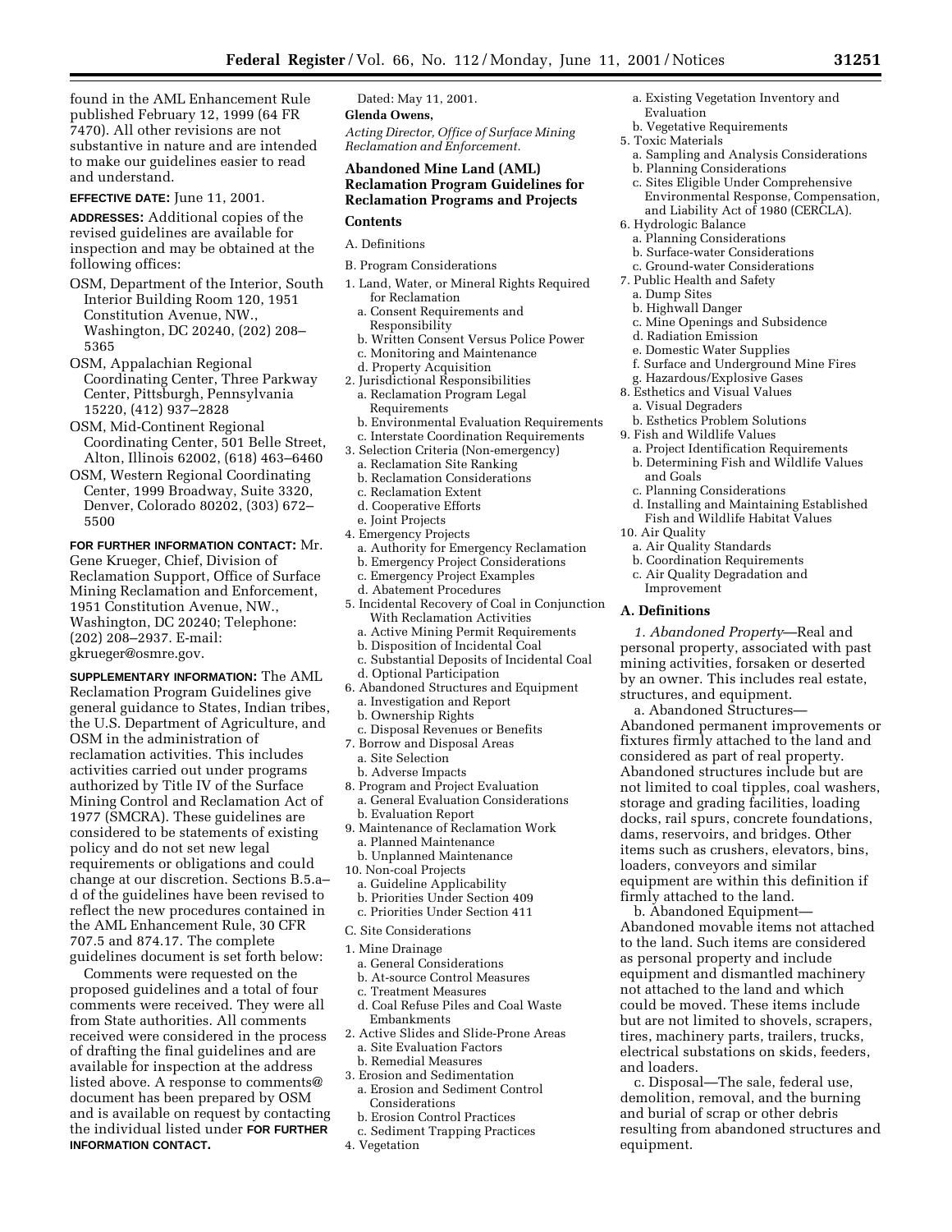found in the AML Enhancement Rule published February 12, 1999 (64 FR 7470). All other revisions are not substantive in nature and are intended to make our guidelines easier to read and understand.

**EFFECTIVE DATE:** June 11, 2001.

**ADDRESSES:** Additional copies of the revised guidelines are available for inspection and may be obtained at the following offices:

OSM, Department of the Interior, South Interior Building Room 120, 1951 Constitution Avenue, NW., Washington, DC 20240, (202) 208–5365

OSM, Appalachian Regional Coordinating Center, Three Parkway Center, Pittsburgh, Pennsylvania 15220, (412) 937–2828

OSM, Mid-Continent Regional Coordinating Center, 501 Belle Street, Alton, Illinois 62002, (618) 463–6460

OSM, Western Regional Coordinating Center, 1999 Broadway, Suite 3320, Denver, Colorado 80202, (303) 672–5500

**FOR FURTHER INFORMATION CONTACT:** Mr. Gene Krueger, Chief, Division of Reclamation Support, Office of Surface Mining Reclamation and Enforcement, 1951 Constitution Avenue, NW., Washington, DC 20240; Telephone: (202) 208–2937. E-mail: gkrueger@osmre.gov.

**SUPPLEMENTARY INFORMATION:** The AML Reclamation Program Guidelines give general guidance to States, Indian tribes, the U.S. Department of Agriculture, and OSM in the administration of reclamation activities. This includes activities carried out under programs authorized by Title IV of the Surface Mining Control and Reclamation Act of 1977 (SMCRA). These guidelines are considered to be statements of existing policy and do not set new legal requirements or obligations and could change at our discretion. Sections B.5.a–d of the guidelines have been revised to reflect the new procedures contained in the AML Enhancement Rule, 30 CFR 707.5 and 874.17. The complete guidelines document is set forth below:

Comments were requested on the proposed guidelines and a total of four comments were received. They were all from State authorities. All comments received were considered in the process of drafting the final guidelines and are available for inspection at the address listed above. A response to comments@ document has been prepared by OSM and is available on request by contacting the individual listed under **FOR FURTHER INFORMATION CONTACT.**

Dated: May 11, 2001.

**Glenda Owens,**

*Acting Director, Office of Surface Mining Reclamation and Enforcement.*

## Abandoned Mine Land (AML) Reclamation Program Guidelines for Reclamation Programs and Projects

### Contents

A. Definitions

B. Program Considerations

1. Land, Water, or Mineral Rights Required for Reclamation
   a. Consent Requirements and Responsibility
   b. Written Consent Versus Police Power
   c. Monitoring and Maintenance
   d. Property Acquisition
2. Jurisdictional Responsibilities
   a. Reclamation Program Legal Requirements
   b. Environmental Evaluation Requirements
   c. Interstate Coordination Requirements
3. Selection Criteria (Non-emergency)
   a. Reclamation Site Ranking
   b. Reclamation Considerations
   c. Reclamation Extent
   d. Cooperative Efforts
   e. Joint Projects
4. Emergency Projects
   a. Authority for Emergency Reclamation
   b. Emergency Project Considerations
   c. Emergency Project Examples
   d. Abatement Procedures
5. Incidental Recovery of Coal in Conjunction With Reclamation Activities
   a. Active Mining Permit Requirements
   b. Disposition of Incidental Coal
   c. Substantial Deposits of Incidental Coal
   d. Optional Participation
6. Abandoned Structures and Equipment
   a. Investigation and Report
   b. Ownership Rights
   c. Disposal Revenues or Benefits
7. Borrow and Disposal Areas
   a. Site Selection
   b. Adverse Impacts
8. Program and Project Evaluation
   a. General Evaluation Considerations
   b. Evaluation Report
9. Maintenance of Reclamation Work
   a. Planned Maintenance
   b. Unplanned Maintenance
10. Non-coal Projects
   a. Guideline Applicability
   b. Priorities Under Section 409
   c. Priorities Under Section 411

C. Site Considerations

1. Mine Drainage
   a. General Considerations
   b. At-source Control Measures
   c. Treatment Measures
   d. Coal Refuse Piles and Coal Waste Embankments
2. Active Slides and Slide-Prone Areas
   a. Site Evaluation Factors
   b. Remedial Measures
3. Erosion and Sedimentation
   a. Erosion and Sediment Control Considerations
   b. Erosion Control Practices
   c. Sediment Trapping Practices
4. Vegetation
   a. Existing Vegetation Inventory and Evaluation
   b. Vegetative Requirements
5. Toxic Materials
   a. Sampling and Analysis Considerations
   b. Planning Considerations
   c. Sites Eligible Under Comprehensive Environmental Response, Compensation, and Liability Act of 1980 (CERCLA).
6. Hydrologic Balance
   a. Planning Considerations
   b. Surface-water Considerations
   c. Ground-water Considerations
7. Public Health and Safety
   a. Dump Sites
   b. Highwall Danger
   c. Mine Openings and Subsidence
   d. Radiation Emission
   e. Domestic Water Supplies
   f. Surface and Underground Mine Fires
   g. Hazardous/Explosive Gases
8. Esthetics and Visual Values
   a. Visual Degraders
   b. Esthetics Problem Solutions
9. Fish and Wildlife Values
   a. Project Identification Requirements
   b. Determining Fish and Wildlife Values and Goals
   c. Planning Considerations
   d. Installing and Maintaining Established Fish and Wildlife Habitat Values
10. Air Quality
   a. Air Quality Standards
   b. Coordination Requirements
   c. Air Quality Degradation and Improvement

### A. Definitions

*1. Abandoned Property*—Real and personal property, associated with past mining activities, forsaken or deserted by an owner. This includes real estate, structures, and equipment.

a. Abandoned Structures—Abandoned permanent improvements or fixtures firmly attached to the land and considered as part of real property. Abandoned structures include but are not limited to coal tipples, coal washers, storage and grading facilities, loading docks, rail spurs, concrete foundations, dams, reservoirs, and bridges. Other items such as crushers, elevators, bins, loaders, conveyors and similar equipment are within this definition if firmly attached to the land.

b. Abandoned Equipment—Abandoned movable items not attached to the land. Such items are considered as personal property and include equipment and dismantled machinery not attached to the land and which could be moved. These items include but are not limited to shovels, scrapers, tires, machinery parts, trailers, trucks, electrical substations on skids, feeders, and loaders.

c. Disposal—The sale, federal use, demolition, removal, and the burning and burial of scrap or other debris resulting from abandoned structures and equipment.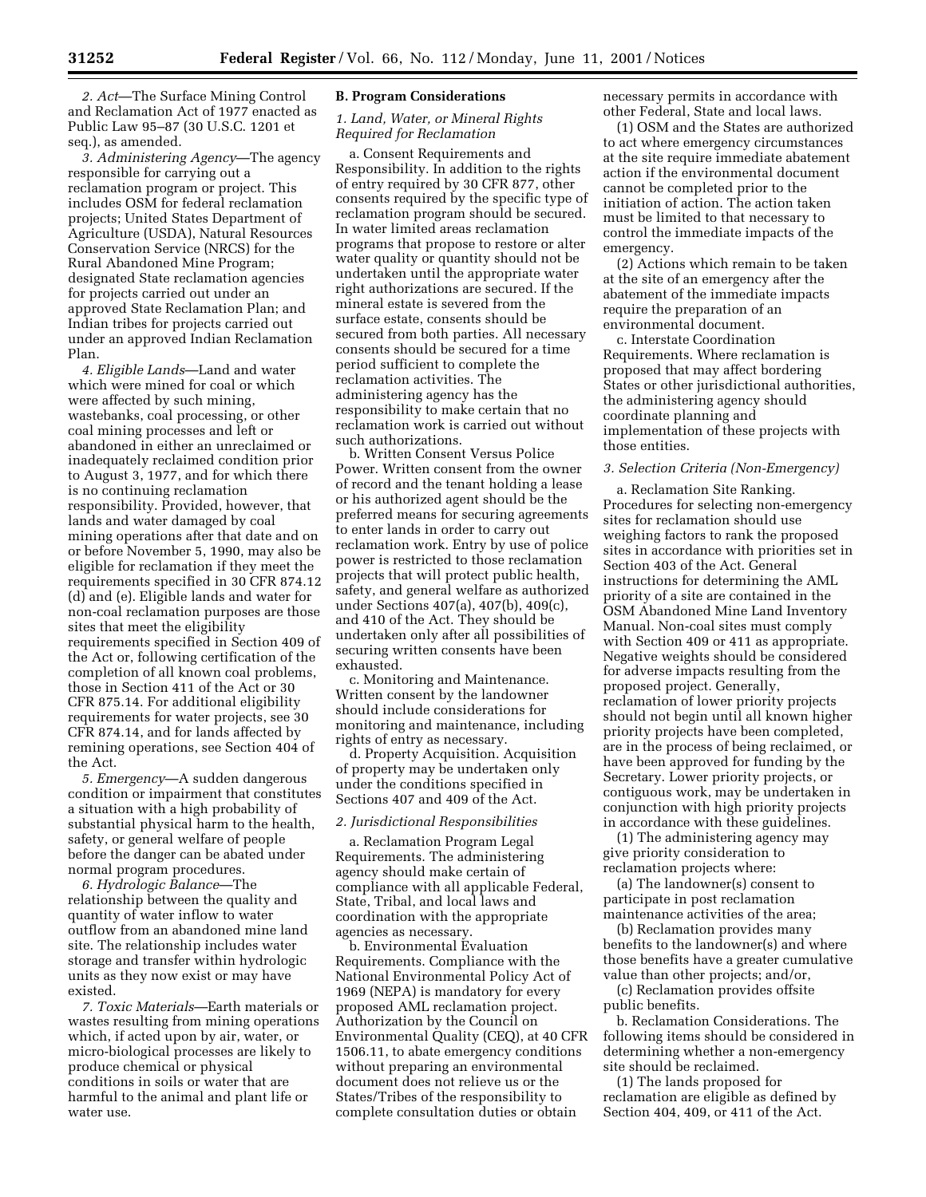*2. Act*—The Surface Mining Control and Reclamation Act of 1977 enacted as Public Law 95–87 (30 U.S.C. 1201 et seq.), as amended.

*3. Administering Agency*—The agency responsible for carrying out a reclamation program or project. This includes OSM for federal reclamation projects; United States Department of Agriculture (USDA), Natural Resources Conservation Service (NRCS) for the Rural Abandoned Mine Program; designated State reclamation agencies for projects carried out under an approved State Reclamation Plan; and Indian tribes for projects carried out under an approved Indian Reclamation Plan.

*4. Eligible Lands*—Land and water which were mined for coal or which were affected by such mining, wastebanks, coal processing, or other coal mining processes and left or abandoned in either an unreclaimed or inadequately reclaimed condition prior to August 3, 1977, and for which there is no continuing reclamation responsibility. Provided, however, that lands and water damaged by coal mining operations after that date and on or before November 5, 1990, may also be eligible for reclamation if they meet the requirements specified in 30 CFR 874.12 (d) and (e). Eligible lands and water for non-coal reclamation purposes are those sites that meet the eligibility requirements specified in Section 409 of the Act or, following certification of the completion of all known coal problems, those in Section 411 of the Act or 30 CFR 875.14. For additional eligibility requirements for water projects, see 30 CFR 874.14, and for lands affected by remining operations, see Section 404 of the Act.

*5. Emergency*—A sudden dangerous condition or impairment that constitutes a situation with a high probability of substantial physical harm to the health, safety, or general welfare of people before the danger can be abated under normal program procedures.

*6. Hydrologic Balance*—The relationship between the quality and quantity of water inflow to water outflow from an abandoned mine land site. The relationship includes water storage and transfer within hydrologic units as they now exist or may have existed.

*7. Toxic Materials*—Earth materials or wastes resulting from mining operations which, if acted upon by air, water, or micro-biological processes are likely to produce chemical or physical conditions in soils or water that are harmful to the animal and plant life or water use.

**B. Program Considerations**

*1. Land, Water, or Mineral Rights Required for Reclamation*

a. Consent Requirements and Responsibility. In addition to the rights of entry required by 30 CFR 877, other consents required by the specific type of reclamation program should be secured. In water limited areas reclamation programs that propose to restore or alter water quality or quantity should not be undertaken until the appropriate water right authorizations are secured. If the mineral estate is severed from the surface estate, consents should be secured from both parties. All necessary consents should be secured for a time period sufficient to complete the reclamation activities. The administering agency has the responsibility to make certain that no reclamation work is carried out without such authorizations.

b. Written Consent Versus Police Power. Written consent from the owner of record and the tenant holding a lease or his authorized agent should be the preferred means for securing agreements to enter lands in order to carry out reclamation work. Entry by use of police power is restricted to those reclamation projects that will protect public health, safety, and general welfare as authorized under Sections 407(a), 407(b), 409(c), and 410 of the Act. They should be undertaken only after all possibilities of securing written consents have been exhausted.

c. Monitoring and Maintenance. Written consent by the landowner should include considerations for monitoring and maintenance, including rights of entry as necessary.

d. Property Acquisition. Acquisition of property may be undertaken only under the conditions specified in Sections 407 and 409 of the Act.

*2. Jurisdictional Responsibilities*

a. Reclamation Program Legal Requirements. The administering agency should make certain of compliance with all applicable Federal, State, Tribal, and local laws and coordination with the appropriate agencies as necessary.

b. Environmental Evaluation Requirements. Compliance with the National Environmental Policy Act of 1969 (NEPA) is mandatory for every proposed AML reclamation project. Authorization by the Council on Environmental Quality (CEQ), at 40 CFR 1506.11, to abate emergency conditions without preparing an environmental document does not relieve us or the States/Tribes of the responsibility to complete consultation duties or obtain necessary permits in accordance with other Federal, State and local laws.

(1) OSM and the States are authorized to act where emergency circumstances at the site require immediate abatement action if the environmental document cannot be completed prior to the initiation of action. The action taken must be limited to that necessary to control the immediate impacts of the emergency.

(2) Actions which remain to be taken at the site of an emergency after the abatement of the immediate impacts require the preparation of an environmental document.

c. Interstate Coordination Requirements. Where reclamation is proposed that may affect bordering States or other jurisdictional authorities, the administering agency should coordinate planning and implementation of these projects with those entities.

*3. Selection Criteria (Non-Emergency)*

a. Reclamation Site Ranking. Procedures for selecting non-emergency sites for reclamation should use weighing factors to rank the proposed sites in accordance with priorities set in Section 403 of the Act. General instructions for determining the AML priority of a site are contained in the OSM Abandoned Mine Land Inventory Manual. Non-coal sites must comply with Section 409 or 411 as appropriate. Negative weights should be considered for adverse impacts resulting from the proposed project. Generally, reclamation of lower priority projects should not begin until all known higher priority projects have been completed, are in the process of being reclaimed, or have been approved for funding by the Secretary. Lower priority projects, or contiguous work, may be undertaken in conjunction with high priority projects in accordance with these guidelines.

(1) The administering agency may give priority consideration to reclamation projects where:

(a) The landowner(s) consent to participate in post reclamation maintenance activities of the area;

(b) Reclamation provides many benefits to the landowner(s) and where those benefits have a greater cumulative value than other projects; and/or,

(c) Reclamation provides offsite public benefits.

b. Reclamation Considerations. The following items should be considered in determining whether a non-emergency site should be reclaimed.

(1) The lands proposed for reclamation are eligible as defined by Section 404, 409, or 411 of the Act.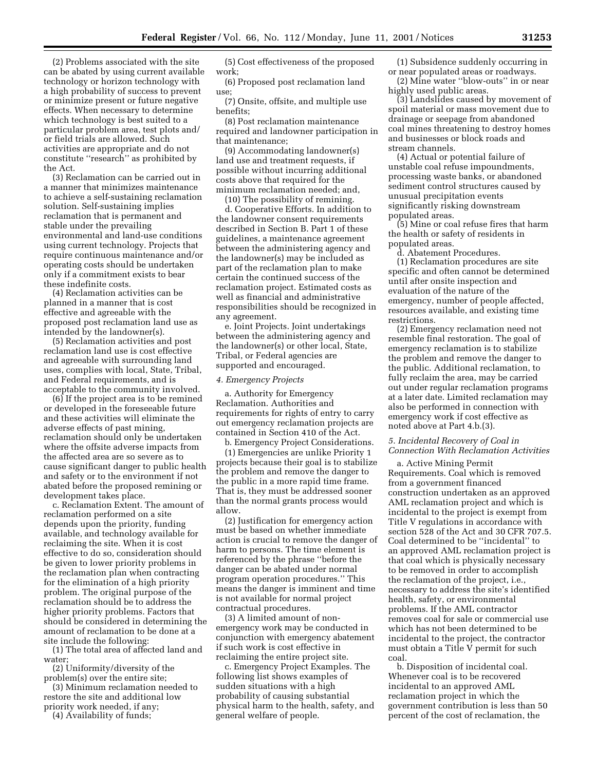(2) Problems associated with the site can be abated by using current available technology or horizon technology with a high probability of success to prevent or minimize present or future negative effects. When necessary to determine which technology is best suited to a particular problem area, test plots and/or field trials are allowed. Such activities are appropriate and do not constitute "research" as prohibited by the Act.

(3) Reclamation can be carried out in a manner that minimizes maintenance to achieve a self-sustaining reclamation solution. Self-sustaining implies reclamation that is permanent and stable under the prevailing environmental and land-use conditions using current technology. Projects that require continuous maintenance and/or operating costs should be undertaken only if a commitment exists to bear these indefinite costs.

(4) Reclamation activities can be planned in a manner that is cost effective and agreeable with the proposed post reclamation land use as intended by the landowner(s).

(5) Reclamation activities and post reclamation land use is cost effective and agreeable with surrounding land uses, complies with local, State, Tribal, and Federal requirements, and is acceptable to the community involved.

(6) If the project area is to be remined or developed in the foreseeable future and these activities will eliminate the adverse effects of past mining, reclamation should only be undertaken where the offsite adverse impacts from the affected area are so severe as to cause significant danger to public health and safety or to the environment if not abated before the proposed remining or development takes place.

c. Reclamation Extent. The amount of reclamation performed on a site depends upon the priority, funding available, and technology available for reclaiming the site. When it is cost effective to do so, consideration should be given to lower priority problems in the reclamation plan when contracting for the elimination of a high priority problem. The original purpose of the reclamation should be to address the higher priority problems. Factors that should be considered in determining the amount of reclamation to be done at a site include the following:

(1) The total area of affected land and water;

(2) Uniformity/diversity of the problem(s) over the entire site;

(3) Minimum reclamation needed to restore the site and additional low priority work needed, if any;

(4) Availability of funds;

(5) Cost effectiveness of the proposed work;

(6) Proposed post reclamation land use;

(7) Onsite, offsite, and multiple use benefits;

(8) Post reclamation maintenance required and landowner participation in that maintenance;

(9) Accommodating landowner(s) land use and treatment requests, if possible without incurring additional costs above that required for the minimum reclamation needed; and,

(10) The possibility of remining.

d. Cooperative Efforts. In addition to the landowner consent requirements described in Section B. Part 1 of these guidelines, a maintenance agreement between the administering agency and the landowner(s) may be included as part of the reclamation plan to make certain the continued success of the reclamation project. Estimated costs as well as financial and administrative responsibilities should be recognized in any agreement.

e. Joint Projects. Joint undertakings between the administering agency and the landowner(s) or other local, State, Tribal, or Federal agencies are supported and encouraged.

*4. Emergency Projects*

a. Authority for Emergency Reclamation. Authorities and requirements for rights of entry to carry out emergency reclamation projects are contained in Section 410 of the Act.

b. Emergency Project Considerations.

(1) Emergencies are unlike Priority 1 projects because their goal is to stabilize the problem and remove the danger to the public in a more rapid time frame. That is, they must be addressed sooner than the normal grants process would allow.

(2) Justification for emergency action must be based on whether immediate action is crucial to remove the danger of harm to persons. The time element is referenced by the phrase "before the danger can be abated under normal program operation procedures." This means the danger is imminent and time is not available for normal project contractual procedures.

(3) A limited amount of non-emergency work may be conducted in conjunction with emergency abatement if such work is cost effective in reclaiming the entire project site.

c. Emergency Project Examples. The following list shows examples of sudden situations with a high probability of causing substantial physical harm to the health, safety, and general welfare of people.

(1) Subsidence suddenly occurring in or near populated areas or roadways.

(2) Mine water "blow-outs" in or near highly used public areas.

(3) Landslides caused by movement of spoil material or mass movement due to drainage or seepage from abandoned coal mines threatening to destroy homes and businesses or block roads and stream channels.

(4) Actual or potential failure of unstable coal refuse impoundments, processing waste banks, or abandoned sediment control structures caused by unusual precipitation events significantly risking downstream populated areas.

(5) Mine or coal refuse fires that harm the health or safety of residents in populated areas.

d. Abatement Procedures.

(1) Reclamation procedures are site specific and often cannot be determined until after onsite inspection and evaluation of the nature of the emergency, number of people affected, resources available, and existing time restrictions.

(2) Emergency reclamation need not resemble final restoration. The goal of emergency reclamation is to stabilize the problem and remove the danger to the public. Additional reclamation, to fully reclaim the area, may be carried out under regular reclamation programs at a later date. Limited reclamation may also be performed in connection with emergency work if cost effective as noted above at Part 4.b.(3).

*5. Incidental Recovery of Coal in Connection With Reclamation Activities*

a. Active Mining Permit Requirements. Coal which is removed from a government financed construction undertaken as an approved AML reclamation project and which is incidental to the project is exempt from Title V regulations in accordance with section 528 of the Act and 30 CFR 707.5. Coal determined to be "incidental" to an approved AML reclamation project is that coal which is physically necessary to be removed in order to accomplish the reclamation of the project, i.e., necessary to address the site's identified health, safety, or environmental problems. If the AML contractor removes coal for sale or commercial use which has not been determined to be incidental to the project, the contractor must obtain a Title V permit for such coal.

b. Disposition of incidental coal. Whenever coal is to be recovered incidental to an approved AML reclamation project in which the government contribution is less than 50 percent of the cost of reclamation, the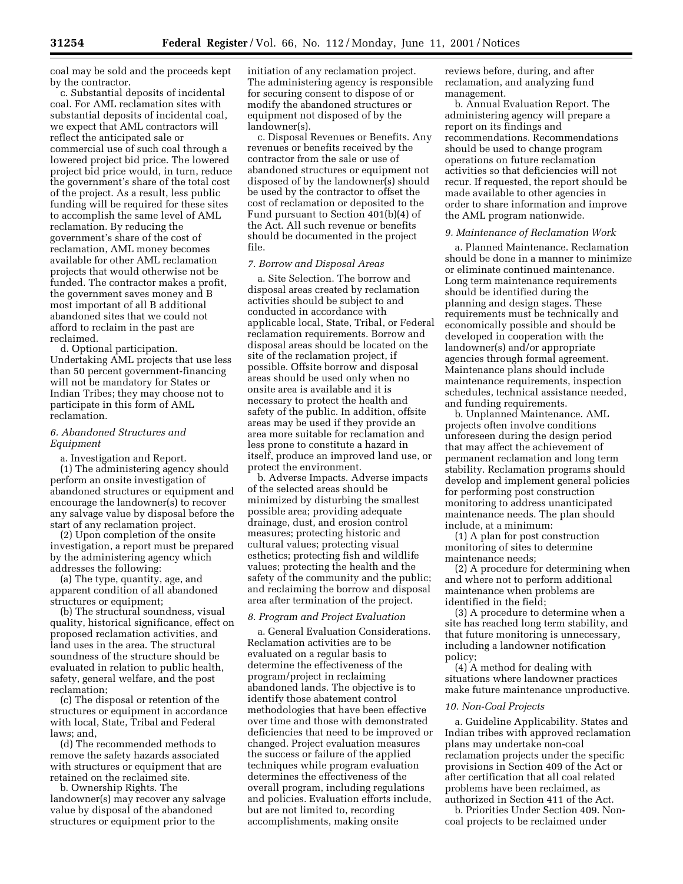coal may be sold and the proceeds kept by the contractor.

c. Substantial deposits of incidental coal. For AML reclamation sites with substantial deposits of incidental coal, we expect that AML contractors will reflect the anticipated sale or commercial use of such coal through a lowered project bid price. The lowered project bid price would, in turn, reduce the government's share of the total cost of the project. As a result, less public funding will be required for these sites to accomplish the same level of AML reclamation. By reducing the government's share of the cost of reclamation, AML money becomes available for other AML reclamation projects that would otherwise not be funded. The contractor makes a profit, the government saves money and B most important of all B additional abandoned sites that we could not afford to reclaim in the past are reclaimed.

d. Optional participation. Undertaking AML projects that use less than 50 percent government-financing will not be mandatory for States or Indian Tribes; they may choose not to participate in this form of AML reclamation.

*6. Abandoned Structures and Equipment*

a. Investigation and Report.

(1) The administering agency should perform an onsite investigation of abandoned structures or equipment and encourage the landowner(s) to recover any salvage value by disposal before the start of any reclamation project.

(2) Upon completion of the onsite investigation, a report must be prepared by the administering agency which addresses the following:

(a) The type, quantity, age, and apparent condition of all abandoned structures or equipment;

(b) The structural soundness, visual quality, historical significance, effect on proposed reclamation activities, and land uses in the area. The structural soundness of the structure should be evaluated in relation to public health, safety, general welfare, and the post reclamation;

(c) The disposal or retention of the structures or equipment in accordance with local, State, Tribal and Federal laws; and,

(d) The recommended methods to remove the safety hazards associated with structures or equipment that are retained on the reclaimed site.

b. Ownership Rights. The landowner(s) may recover any salvage value by disposal of the abandoned structures or equipment prior to the initiation of any reclamation project. The administering agency is responsible for securing consent to dispose of or modify the abandoned structures or equipment not disposed of by the landowner(s).

c. Disposal Revenues or Benefits. Any revenues or benefits received by the contractor from the sale or use of abandoned structures or equipment not disposed of by the landowner(s) should be used by the contractor to offset the cost of reclamation or deposited to the Fund pursuant to Section 401(b)(4) of the Act. All such revenue or benefits should be documented in the project file.

*7. Borrow and Disposal Areas*

a. Site Selection. The borrow and disposal areas created by reclamation activities should be subject to and conducted in accordance with applicable local, State, Tribal, or Federal reclamation requirements. Borrow and disposal areas should be located on the site of the reclamation project, if possible. Offsite borrow and disposal areas should be used only when no onsite area is available and it is necessary to protect the health and safety of the public. In addition, offsite areas may be used if they provide an area more suitable for reclamation and less prone to constitute a hazard in itself, produce an improved land use, or protect the environment.

b. Adverse Impacts. Adverse impacts of the selected areas should be minimized by disturbing the smallest possible area; providing adequate drainage, dust, and erosion control measures; protecting historic and cultural values; protecting visual esthetics; protecting fish and wildlife values; protecting the health and the safety of the community and the public; and reclaiming the borrow and disposal area after termination of the project.

*8. Program and Project Evaluation*

a. General Evaluation Considerations. Reclamation activities are to be evaluated on a regular basis to determine the effectiveness of the program/project in reclaiming abandoned lands. The objective is to identify those abatement control methodologies that have been effective over time and those with demonstrated deficiencies that need to be improved or changed. Project evaluation measures the success or failure of the applied techniques while program evaluation determines the effectiveness of the overall program, including regulations and policies. Evaluation efforts include, but are not limited to, recording accomplishments, making onsite reviews before, during, and after reclamation, and analyzing fund management.

b. Annual Evaluation Report. The administering agency will prepare a report on its findings and recommendations. Recommendations should be used to change program operations on future reclamation activities so that deficiencies will not recur. If requested, the report should be made available to other agencies in order to share information and improve the AML program nationwide.

*9. Maintenance of Reclamation Work*

a. Planned Maintenance. Reclamation should be done in a manner to minimize or eliminate continued maintenance. Long term maintenance requirements should be identified during the planning and design stages. These requirements must be technically and economically possible and should be developed in cooperation with the landowner(s) and/or appropriate agencies through formal agreement. Maintenance plans should include maintenance requirements, inspection schedules, technical assistance needed, and funding requirements.

b. Unplanned Maintenance. AML projects often involve conditions unforeseen during the design period that may affect the achievement of permanent reclamation and long term stability. Reclamation programs should develop and implement general policies for performing post construction monitoring to address unanticipated maintenance needs. The plan should include, at a minimum:

(1) A plan for post construction monitoring of sites to determine maintenance needs;

(2) A procedure for determining when and where not to perform additional maintenance when problems are identified in the field;

(3) A procedure to determine when a site has reached long term stability, and that future monitoring is unnecessary, including a landowner notification policy;

(4) A method for dealing with situations where landowner practices make future maintenance unproductive.

*10. Non-Coal Projects*

a. Guideline Applicability. States and Indian tribes with approved reclamation plans may undertake non-coal reclamation projects under the specific provisions in Section 409 of the Act or after certification that all coal related problems have been reclaimed, as authorized in Section 411 of the Act.

b. Priorities Under Section 409. Non-coal projects to be reclaimed under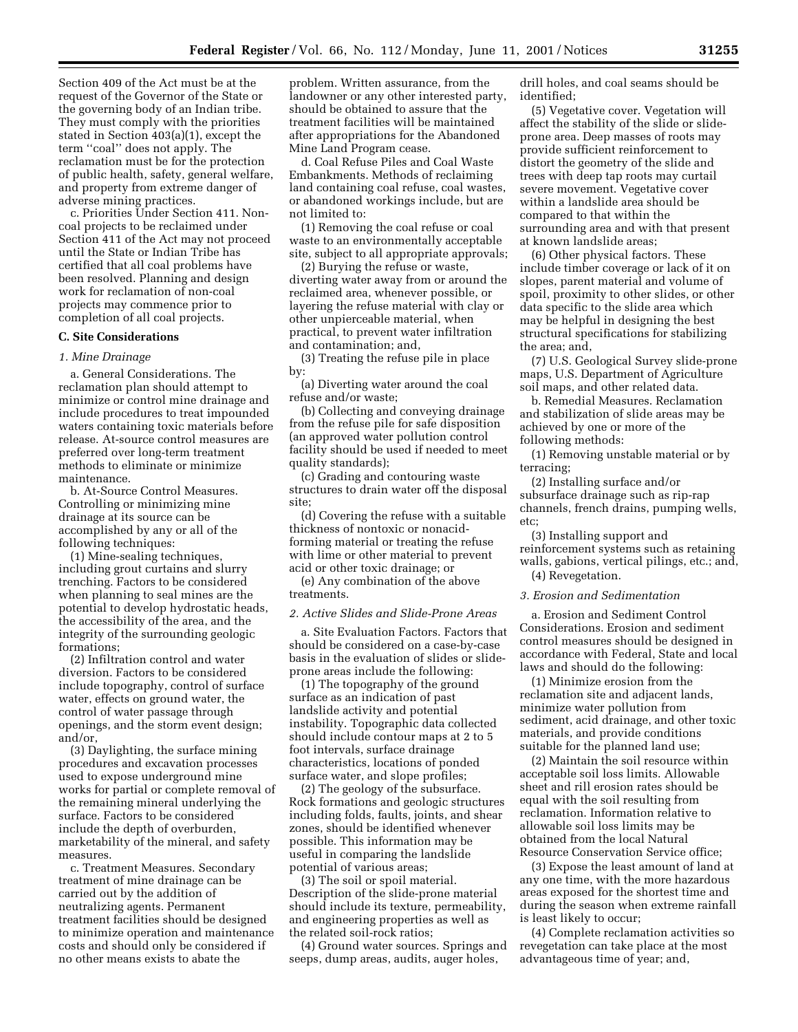Section 409 of the Act must be at the request of the Governor of the State or the governing body of an Indian tribe. They must comply with the priorities stated in Section 403(a)(1), except the term ''coal'' does not apply. The reclamation must be for the protection of public health, safety, general welfare, and property from extreme danger of adverse mining practices.

c. Priorities Under Section 411. Non-coal projects to be reclaimed under Section 411 of the Act may not proceed until the State or Indian Tribe has certified that all coal problems have been resolved. Planning and design work for reclamation of non-coal projects may commence prior to completion of all coal projects.

### C. Site Considerations

*1. Mine Drainage*

a. General Considerations. The reclamation plan should attempt to minimize or control mine drainage and include procedures to treat impounded waters containing toxic materials before release. At-source control measures are preferred over long-term treatment methods to eliminate or minimize maintenance.

b. At-Source Control Measures. Controlling or minimizing mine drainage at its source can be accomplished by any or all of the following techniques:

(1) Mine-sealing techniques, including grout curtains and slurry trenching. Factors to be considered when planning to seal mines are the potential to develop hydrostatic heads, the accessibility of the area, and the integrity of the surrounding geologic formations;

(2) Infiltration control and water diversion. Factors to be considered include topography, control of surface water, effects on ground water, the control of water passage through openings, and the storm event design; and/or,

(3) Daylighting, the surface mining procedures and excavation processes used to expose underground mine works for partial or complete removal of the remaining mineral underlying the surface. Factors to be considered include the depth of overburden, marketability of the mineral, and safety measures.

c. Treatment Measures. Secondary treatment of mine drainage can be carried out by the addition of neutralizing agents. Permanent treatment facilities should be designed to minimize operation and maintenance costs and should only be considered if no other means exists to abate the problem. Written assurance, from the landowner or any other interested party, should be obtained to assure that the treatment facilities will be maintained after appropriations for the Abandoned Mine Land Program cease.

d. Coal Refuse Piles and Coal Waste Embankments. Methods of reclaiming land containing coal refuse, coal wastes, or abandoned workings include, but are not limited to:

(1) Removing the coal refuse or coal waste to an environmentally acceptable site, subject to all appropriate approvals;

(2) Burying the refuse or waste, diverting water away from or around the reclaimed area, whenever possible, or layering the refuse material with clay or other unpierceable material, when practical, to prevent water infiltration and contamination; and,

(3) Treating the refuse pile in place by:

(a) Diverting water around the coal refuse and/or waste;

(b) Collecting and conveying drainage from the refuse pile for safe disposition (an approved water pollution control facility should be used if needed to meet quality standards);

(c) Grading and contouring waste structures to drain water off the disposal site;

(d) Covering the refuse with a suitable thickness of nontoxic or nonacid-forming material or treating the refuse with lime or other material to prevent acid or other toxic drainage; or

(e) Any combination of the above treatments.

*2. Active Slides and Slide-Prone Areas*

a. Site Evaluation Factors. Factors that should be considered on a case-by-case basis in the evaluation of slides or slide-prone areas include the following:

(1) The topography of the ground surface as an indication of past landslide activity and potential instability. Topographic data collected should include contour maps at 2 to 5 foot intervals, surface drainage characteristics, locations of ponded surface water, and slope profiles;

(2) The geology of the subsurface. Rock formations and geologic structures including folds, faults, joints, and shear zones, should be identified whenever possible. This information may be useful in comparing the landslide potential of various areas;

(3) The soil or spoil material. Description of the slide-prone material should include its texture, permeability, and engineering properties as well as the related soil-rock ratios;

(4) Ground water sources. Springs and seeps, dump areas, audits, auger holes, drill holes, and coal seams should be identified;

(5) Vegetative cover. Vegetation will affect the stability of the slide or slide-prone area. Deep masses of roots may provide sufficient reinforcement to distort the geometry of the slide and trees with deep tap roots may curtail severe movement. Vegetative cover within a landslide area should be compared to that within the surrounding area and with that present at known landslide areas;

(6) Other physical factors. These include timber coverage or lack of it on slopes, parent material and volume of spoil, proximity to other slides, or other data specific to the slide area which may be helpful in designing the best structural specifications for stabilizing the area; and,

(7) U.S. Geological Survey slide-prone maps, U.S. Department of Agriculture soil maps, and other related data.

b. Remedial Measures. Reclamation and stabilization of slide areas may be achieved by one or more of the following methods:

(1) Removing unstable material or by terracing;

(2) Installing surface and/or subsurface drainage such as rip-rap channels, french drains, pumping wells, etc;

(3) Installing support and reinforcement systems such as retaining walls, gabions, vertical pilings, etc.; and,

(4) Revegetation.

*3. Erosion and Sedimentation*

a. Erosion and Sediment Control Considerations. Erosion and sediment control measures should be designed in accordance with Federal, State and local laws and should do the following:

(1) Minimize erosion from the reclamation site and adjacent lands, minimize water pollution from sediment, acid drainage, and other toxic materials, and provide conditions suitable for the planned land use;

(2) Maintain the soil resource within acceptable soil loss limits. Allowable sheet and rill erosion rates should be equal with the soil resulting from reclamation. Information relative to allowable soil loss limits may be obtained from the local Natural Resource Conservation Service office;

(3) Expose the least amount of land at any one time, with the more hazardous areas exposed for the shortest time and during the season when extreme rainfall is least likely to occur;

(4) Complete reclamation activities so revegetation can take place at the most advantageous time of year; and,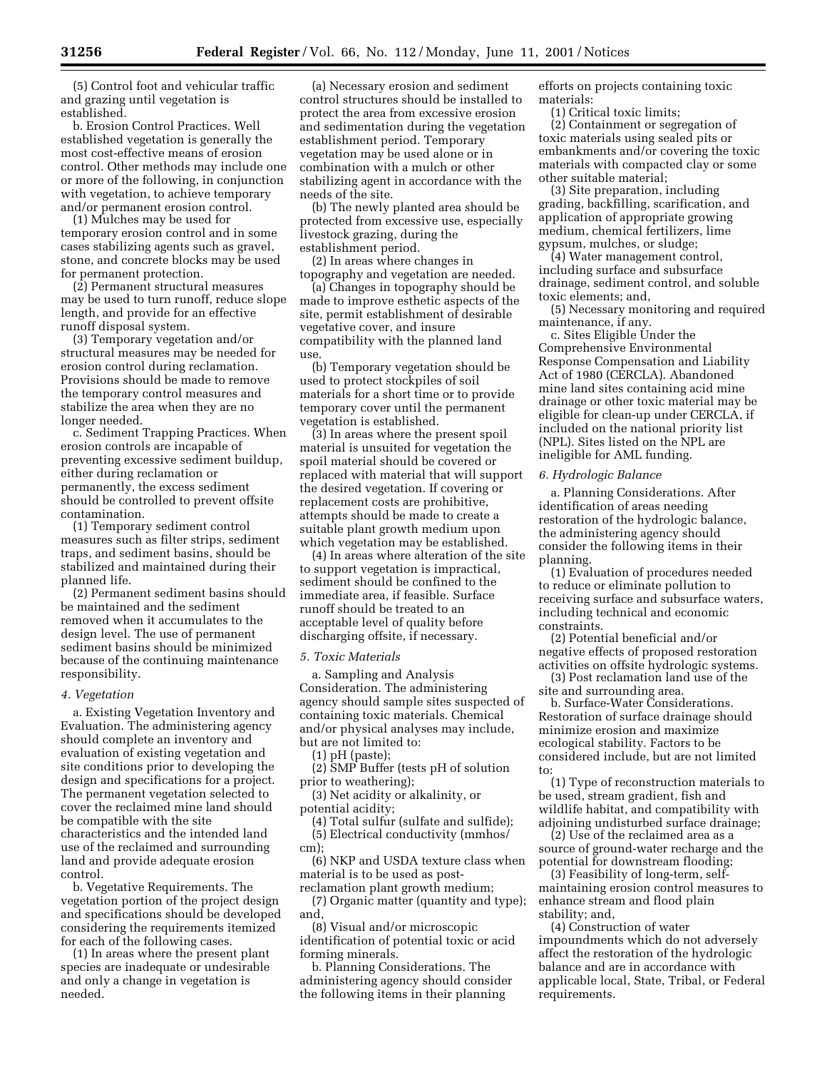(5) Control foot and vehicular traffic and grazing until vegetation is established.

b. Erosion Control Practices. Well established vegetation is generally the most cost-effective means of erosion control. Other methods may include one or more of the following, in conjunction with vegetation, to achieve temporary and/or permanent erosion control.

(1) Mulches may be used for temporary erosion control and in some cases stabilizing agents such as gravel, stone, and concrete blocks may be used for permanent protection.

(2) Permanent structural measures may be used to turn runoff, reduce slope length, and provide for an effective runoff disposal system.

(3) Temporary vegetation and/or structural measures may be needed for erosion control during reclamation. Provisions should be made to remove the temporary control measures and stabilize the area when they are no longer needed.

c. Sediment Trapping Practices. When erosion controls are incapable of preventing excessive sediment buildup, either during reclamation or permanently, the excess sediment should be controlled to prevent offsite contamination.

(1) Temporary sediment control measures such as filter strips, sediment traps, and sediment basins, should be stabilized and maintained during their planned life.

(2) Permanent sediment basins should be maintained and the sediment removed when it accumulates to the design level. The use of permanent sediment basins should be minimized because of the continuing maintenance responsibility.

*4. Vegetation*

a. Existing Vegetation Inventory and Evaluation. The administering agency should complete an inventory and evaluation of existing vegetation and site conditions prior to developing the design and specifications for a project. The permanent vegetation selected to cover the reclaimed mine land should be compatible with the site characteristics and the intended land use of the reclaimed and surrounding land and provide adequate erosion control.

b. Vegetative Requirements. The vegetation portion of the project design and specifications should be developed considering the requirements itemized for each of the following cases.

(1) In areas where the present plant species are inadequate or undesirable and only a change in vegetation is needed.

(a) Necessary erosion and sediment control structures should be installed to protect the area from excessive erosion and sedimentation during the vegetation establishment period. Temporary vegetation may be used alone or in combination with a mulch or other stabilizing agent in accordance with the needs of the site.

(b) The newly planted area should be protected from excessive use, especially livestock grazing, during the establishment period.

(2) In areas where changes in topography and vegetation are needed.

(a) Changes in topography should be made to improve esthetic aspects of the site, permit establishment of desirable vegetative cover, and insure compatibility with the planned land use.

(b) Temporary vegetation should be used to protect stockpiles of soil materials for a short time or to provide temporary cover until the permanent vegetation is established.

(3) In areas where the present spoil material is unsuited for vegetation the spoil material should be covered or replaced with material that will support the desired vegetation. If covering or replacement costs are prohibitive, attempts should be made to create a suitable plant growth medium upon which vegetation may be established.

(4) In areas where alteration of the site to support vegetation is impractical, sediment should be confined to the immediate area, if feasible. Surface runoff should be treated to an acceptable level of quality before discharging offsite, if necessary.

*5. Toxic Materials*

a. Sampling and Analysis Consideration. The administering agency should sample sites suspected of containing toxic materials. Chemical and/or physical analyses may include, but are not limited to:

(1) pH (paste);

(2) SMP Buffer (tests pH of solution prior to weathering);

(3) Net acidity or alkalinity, or potential acidity;

(4) Total sulfur (sulfate and sulfide);

(5) Electrical conductivity (mmhos/cm);

(6) NKP and USDA texture class when material is to be used as post-reclamation plant growth medium;

(7) Organic matter (quantity and type); and,

(8) Visual and/or microscopic identification of potential toxic or acid forming minerals.

b. Planning Considerations. The administering agency should consider the following items in their planning efforts on projects containing toxic materials:

(1) Critical toxic limits;

(2) Containment or segregation of toxic materials using sealed pits or embankments and/or covering the toxic materials with compacted clay or some other suitable material;

(3) Site preparation, including grading, backfilling, scarification, and application of appropriate growing medium, chemical fertilizers, lime gypsum, mulches, or sludge;

(4) Water management control, including surface and subsurface drainage, sediment control, and soluble toxic elements; and,

(5) Necessary monitoring and required maintenance, if any.

c. Sites Eligible Under the Comprehensive Environmental Response Compensation and Liability Act of 1980 (CERCLA). Abandoned mine land sites containing acid mine drainage or other toxic material may be eligible for clean-up under CERCLA, if included on the national priority list (NPL). Sites listed on the NPL are ineligible for AML funding.

*6. Hydrologic Balance*

a. Planning Considerations. After identification of areas needing restoration of the hydrologic balance, the administering agency should consider the following items in their planning.

(1) Evaluation of procedures needed to reduce or eliminate pollution to receiving surface and subsurface waters, including technical and economic constraints.

(2) Potential beneficial and/or negative effects of proposed restoration activities on offsite hydrologic systems.

(3) Post reclamation land use of the site and surrounding area.

b. Surface-Water Considerations. Restoration of surface drainage should minimize erosion and maximize ecological stability. Factors to be considered include, but are not limited to:

(1) Type of reconstruction materials to be used, stream gradient, fish and wildlife habitat, and compatibility with adjoining undisturbed surface drainage;

(2) Use of the reclaimed area as a source of ground-water recharge and the potential for downstream flooding;

(3) Feasibility of long-term, self-maintaining erosion control measures to enhance stream and flood plain stability; and,

(4) Construction of water impoundments which do not adversely affect the restoration of the hydrologic balance and are in accordance with applicable local, State, Tribal, or Federal requirements.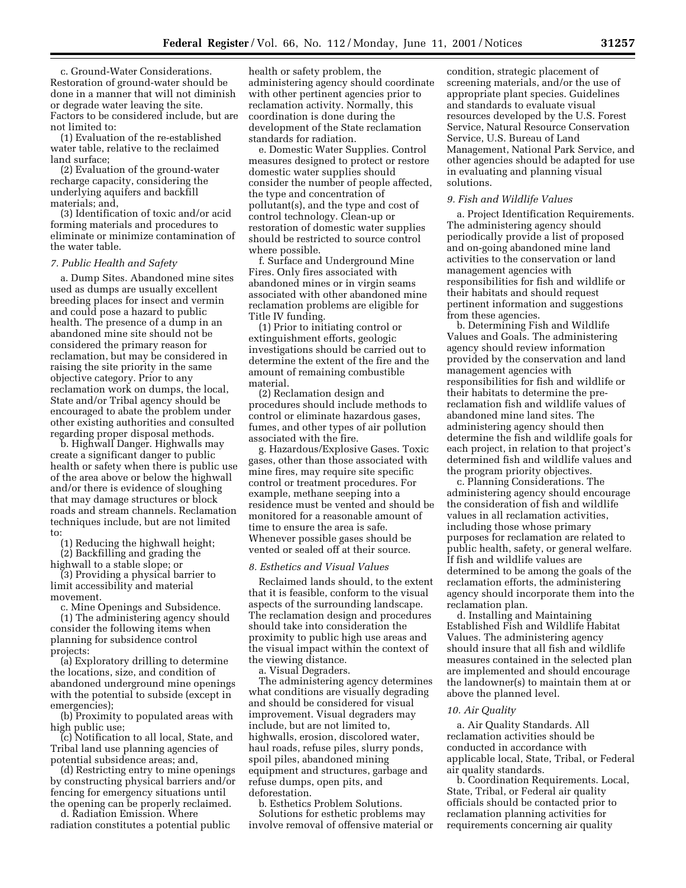c. Ground-Water Considerations. Restoration of ground-water should be done in a manner that will not diminish or degrade water leaving the site. Factors to be considered include, but are not limited to:

(1) Evaluation of the re-established water table, relative to the reclaimed land surface;

(2) Evaluation of the ground-water recharge capacity, considering the underlying aquifers and backfill materials; and,

(3) Identification of toxic and/or acid forming materials and procedures to eliminate or minimize contamination of the water table.

*7. Public Health and Safety*

a. Dump Sites. Abandoned mine sites used as dumps are usually excellent breeding places for insect and vermin and could pose a hazard to public health. The presence of a dump in an abandoned mine site should not be considered the primary reason for reclamation, but may be considered in raising the site priority in the same objective category. Prior to any reclamation work on dumps, the local, State and/or Tribal agency should be encouraged to abate the problem under other existing authorities and consulted regarding proper disposal methods.

b. Highwall Danger. Highwalls may create a significant danger to public health or safety when there is public use of the area above or below the highwall and/or there is evidence of sloughing that may damage structures or block roads and stream channels. Reclamation techniques include, but are not limited to:

(1) Reducing the highwall height;

(2) Backfilling and grading the highwall to a stable slope; or

(3) Providing a physical barrier to limit accessibility and material movement.

c. Mine Openings and Subsidence.

(1) The administering agency should consider the following items when planning for subsidence control projects:

(a) Exploratory drilling to determine the locations, size, and condition of abandoned underground mine openings with the potential to subside (except in emergencies);

(b) Proximity to populated areas with high public use;

(c) Notification to all local, State, and Tribal land use planning agencies of potential subsidence areas; and,

(d) Restricting entry to mine openings by constructing physical barriers and/or fencing for emergency situations until the opening can be properly reclaimed.

d. Radiation Emission. Where radiation constitutes a potential public health or safety problem, the administering agency should coordinate with other pertinent agencies prior to reclamation activity. Normally, this coordination is done during the development of the State reclamation standards for radiation.

e. Domestic Water Supplies. Control measures designed to protect or restore domestic water supplies should consider the number of people affected, the type and concentration of pollutant(s), and the type and cost of control technology. Clean-up or restoration of domestic water supplies should be restricted to source control where possible.

f. Surface and Underground Mine Fires. Only fires associated with abandoned mines or in virgin seams associated with other abandoned mine reclamation problems are eligible for Title IV funding.

(1) Prior to initiating control or extinguishment efforts, geologic investigations should be carried out to determine the extent of the fire and the amount of remaining combustible material.

(2) Reclamation design and procedures should include methods to control or eliminate hazardous gases, fumes, and other types of air pollution associated with the fire.

g. Hazardous/Explosive Gases. Toxic gases, other than those associated with mine fires, may require site specific control or treatment procedures. For example, methane seeping into a residence must be vented and should be monitored for a reasonable amount of time to ensure the area is safe. Whenever possible gases should be vented or sealed off at their source.

*8. Esthetics and Visual Values*

Reclaimed lands should, to the extent that it is feasible, conform to the visual aspects of the surrounding landscape. The reclamation design and procedures should take into consideration the proximity to public high use areas and the visual impact within the context of the viewing distance.

a. Visual Degraders.

The administering agency determines what conditions are visually degrading and should be considered for visual improvement. Visual degraders may include, but are not limited to, highwalls, erosion, discolored water, haul roads, refuse piles, slurry ponds, spoil piles, abandoned mining equipment and structures, garbage and refuse dumps, open pits, and deforestation.

b. Esthetics Problem Solutions.

Solutions for esthetic problems may involve removal of offensive material or condition, strategic placement of screening materials, and/or the use of appropriate plant species. Guidelines and standards to evaluate visual resources developed by the U.S. Forest Service, Natural Resource Conservation Service, U.S. Bureau of Land Management, National Park Service, and other agencies should be adapted for use in evaluating and planning visual solutions.

*9. Fish and Wildlife Values*

a. Project Identification Requirements. The administering agency should periodically provide a list of proposed and on-going abandoned mine land activities to the conservation or land management agencies with responsibilities for fish and wildlife or their habitats and should request pertinent information and suggestions from these agencies.

b. Determining Fish and Wildlife Values and Goals. The administering agency should review information provided by the conservation and land management agencies with responsibilities for fish and wildlife or their habitats to determine the pre-reclamation fish and wildlife values of abandoned mine land sites. The administering agency should then determine the fish and wildlife goals for each project, in relation to that project's determined fish and wildlife values and the program priority objectives.

c. Planning Considerations. The administering agency should encourage the consideration of fish and wildlife values in all reclamation activities, including those whose primary purposes for reclamation are related to public health, safety, or general welfare. If fish and wildlife values are determined to be among the goals of the reclamation efforts, the administering agency should incorporate them into the reclamation plan.

d. Installing and Maintaining Established Fish and Wildlife Habitat Values. The administering agency should insure that all fish and wildlife measures contained in the selected plan are implemented and should encourage the landowner(s) to maintain them at or above the planned level.

*10. Air Quality*

a. Air Quality Standards. All reclamation activities should be conducted in accordance with applicable local, State, Tribal, or Federal air quality standards.

b. Coordination Requirements. Local, State, Tribal, or Federal air quality officials should be contacted prior to reclamation planning activities for requirements concerning air quality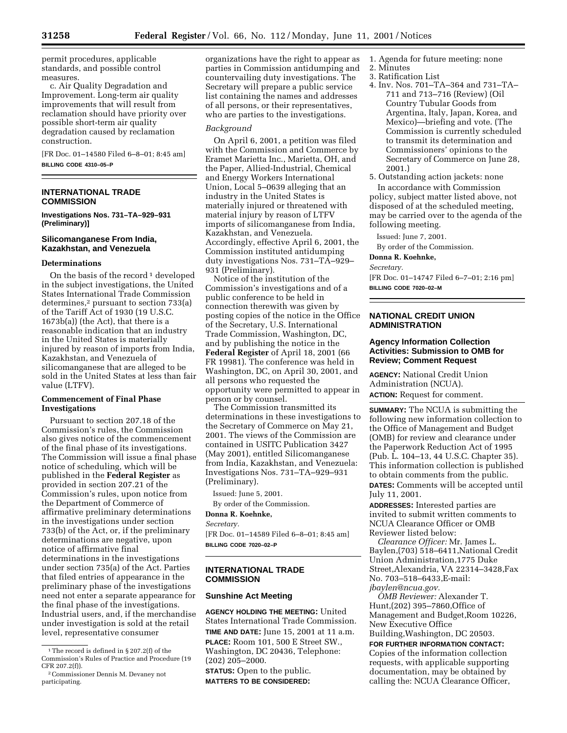permit procedures, applicable standards, and possible control measures.

c. Air Quality Degradation and Improvement. Long-term air quality improvements that will result from reclamation should have priority over possible short-term air quality degradation caused by reclamation construction.

[FR Doc. 01–14580 Filed 6–8–01; 8:45 am]

**BILLING CODE 4310–05–P**

## INTERNATIONAL TRADE COMMISSION

**Investigations Nos. 731–TA–929–931 (Preliminary)]**

### Silicomanganese From India, Kazakhstan, and Venezuela

#### Determinations

On the basis of the record [1] developed in the subject investigations, the United States International Trade Commission determines,[2] pursuant to section 733(a) of the Tariff Act of 1930 (19 U.S.C. 1673b(a)) (the Act), that there is a reasonable indication that an industry in the United States is materially injured by reason of imports from India, Kazakhstan, and Venezuela of silicomanganese that are alleged to be sold in the United States at less than fair value (LTFV).

#### Commencement of Final Phase Investigations

Pursuant to section 207.18 of the Commission's rules, the Commission also gives notice of the commencement of the final phase of its investigations. The Commission will issue a final phase notice of scheduling, which will be published in the **Federal Register** as provided in section 207.21 of the Commission's rules, upon notice from the Department of Commerce of affirmative preliminary determinations in the investigations under section 733(b) of the Act, or, if the preliminary determinations are negative, upon notice of affirmative final determinations in the investigations under section 735(a) of the Act. Parties that filed entries of appearance in the preliminary phase of the investigations need not enter a separate appearance for the final phase of the investigations. Industrial users, and, if the merchandise under investigation is sold at the retail level, representative consumer organizations have the right to appear as parties in Commission antidumping and countervailing duty investigations. The Secretary will prepare a public service list containing the names and addresses of all persons, or their representatives, who are parties to the investigations.

[1] The record is defined in § 207.2(f) of the Commission's Rules of Practice and Procedure (19 CFR 207.2(f)).

[2] Commissioner Dennis M. Devaney not participating.

#### *Background*

On April 6, 2001, a petition was filed with the Commission and Commerce by Eramet Marietta Inc., Marietta, OH, and the Paper, Allied-Industrial, Chemical and Energy Workers International Union, Local 5–0639 alleging that an industry in the United States is materially injured or threatened with material injury by reason of LTFV imports of silicomanganese from India, Kazakhstan, and Venezuela. Accordingly, effective April 6, 2001, the Commission instituted antidumping duty investigations Nos. 731–TA–929–931 (Preliminary).

Notice of the institution of the Commission's investigations and of a public conference to be held in connection therewith was given by posting copies of the notice in the Office of the Secretary, U.S. International Trade Commission, Washington, DC, and by publishing the notice in the **Federal Register** of April 18, 2001 (66 FR 19981). The conference was held in Washington, DC, on April 30, 2001, and all persons who requested the opportunity were permitted to appear in person or by counsel.

The Commission transmitted its determinations in these investigations to the Secretary of Commerce on May 21, 2001. The views of the Commission are contained in USITC Publication 3427 (May 2001), entitled Silicomanganese from India, Kazakhstan, and Venezuela: Investigations Nos. 731–TA–929–931 (Preliminary).

Issued: June 5, 2001.

By order of the Commission.

**Donna R. Koehnke,**

*Secretary.*

[FR Doc. 01–14589 Filed 6–8–01; 8:45 am]

**BILLING CODE 7020–02–P**

## INTERNATIONAL TRADE COMMISSION

### Sunshine Act Meeting

**AGENCY HOLDING THE MEETING:** United States International Trade Commission.

**TIME AND DATE:** June 15, 2001 at 11 a.m.

**PLACE:** Room 101, 500 E Street SW., Washington, DC 20436, Telephone: (202) 205–2000.

**STATUS:** Open to the public.

**MATTERS TO BE CONSIDERED:**

1. Agenda for future meeting: none
2. Minutes
3. Ratification List
4. Inv. Nos. 701–TA–364 and 731–TA–711 and 713–716 (Review) (Oil Country Tubular Goods from Argentina, Italy, Japan, Korea, and Mexico)—briefing and vote. (The Commission is currently scheduled to transmit its determination and Commissioners' opinions to the Secretary of Commerce on June 28, 2001.)
5. Outstanding action jackets: none

In accordance with Commission policy, subject matter listed above, not disposed of at the scheduled meeting, may be carried over to the agenda of the following meeting.

Issued: June 7, 2001.

By order of the Commission.

**Donna R. Koehnke,**

*Secretary.*

[FR Doc. 01–14747 Filed 6–7–01; 2:16 pm]

**BILLING CODE 7020–02–M**

## NATIONAL CREDIT UNION ADMINISTRATION

### Agency Information Collection Activities: Submission to OMB for Review; Comment Request

**AGENCY:** National Credit Union Administration (NCUA).

**ACTION:** Request for comment.

**SUMMARY:** The NCUA is submitting the following new information collection to the Office of Management and Budget (OMB) for review and clearance under the Paperwork Reduction Act of 1995 (Pub. L. 104–13, 44 U.S.C. Chapter 35). This information collection is published to obtain comments from the public.

**DATES:** Comments will be accepted until July 11, 2001.

**ADDRESSES:** Interested parties are invited to submit written comments to NCUA Clearance Officer or OMB Reviewer listed below:

*Clearance Officer:* Mr. James L. Baylen,(703) 518–6411,National Credit Union Administration,1775 Duke Street,Alexandria, VA 22314–3428,Fax No. 703–518–6433,E-mail: *jbaylen@ncua.gov.*

*OMB Reviewer:* Alexander T. Hunt,(202) 395–7860,Office of Management and Budget,Room 10226, New Executive Office Building,Washington, DC 20503.

**FOR FURTHER INFORMATION CONTACT:** Copies of the information collection requests, with applicable supporting documentation, may be obtained by calling the: NCUA Clearance Officer,